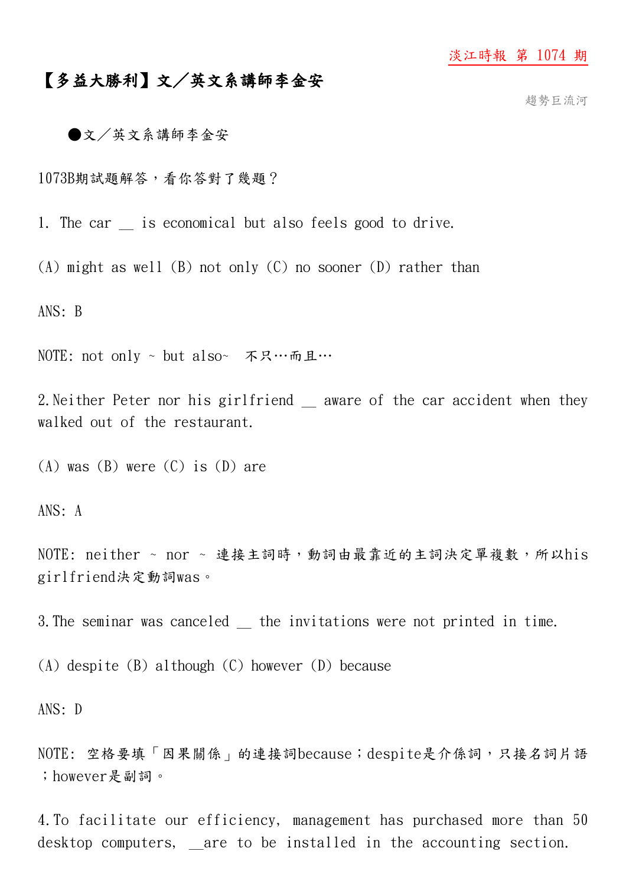淡江時報 第 1074 期

# 【多益大勝利】文／英文系講師李金安

趨勢巨流河

●文／英文系講師李金安

1073B期試題解答，看你答對了幾題？

1. The car __ is economical but also feels good to drive.

(A) might as well (B) not only (C) no sooner (D) rather than

ANS: B

NOTE: not only ~ but also~ 不只…而且…

2.Neither Peter nor his girlfriend __ aware of the car accident when they walked out of the restaurant.

(A) was (B) were (C) is (D) are

ANS: A

NOTE: neither ~ nor ~ 連接主詞時，動詞由最靠近的主詞決定單複數，所以his girlfriend決定動詞was。

3.The seminar was canceled __ the invitations were not printed in time.

(A) despite (B) although (C) however (D) because

ANS: D

NOTE: 空格要填「因果關係」的連接詞because；despite是介係詞，只接名詞片語；however是副詞。

4.To facilitate our efficiency, management has purchased more than 50 desktop computers, __are to be installed in the accounting section.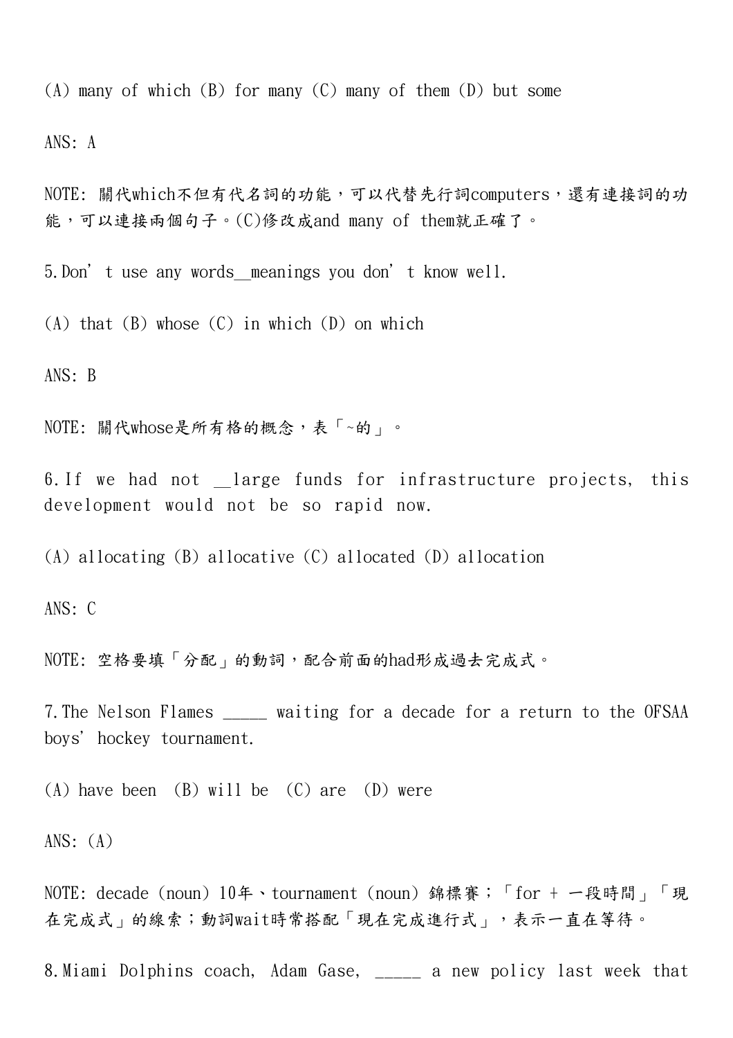(A) many of which (B) for many (C) many of them (D) but some

ANS: A

NOTE: 關代which不但有代名詞的功能，可以代替先行詞computers，還有連接詞的功能，可以連接兩個句子。(C)修改成and many of them就正確了。

5.Don’t use any words__meanings you don’t know well.

(A) that (B) whose (C) in which (D) on which

ANS: B

NOTE: 關代whose是所有格的概念，表「~的」。

6.If we had not __large funds for infrastructure projects, this development would not be so rapid now.

(A) allocating (B) allocative (C) allocated (D) allocation

ANS: C

NOTE: 空格要填「分配」的動詞，配合前面的had形成過去完成式。

7.The Nelson Flames _____ waiting for a decade for a return to the OFSAA boys’ hockey tournament.

(A) have been (B) will be (C) are (D) were

ANS: (A)

NOTE: decade (noun) 10年、tournament (noun) 錦標賽；「for + 一段時間」「現在完成式」的線索；動詞wait時常搭配「現在完成進行式」，表示一直在等待。

8.Miami Dolphins coach, Adam Gase, _____ a new policy last week that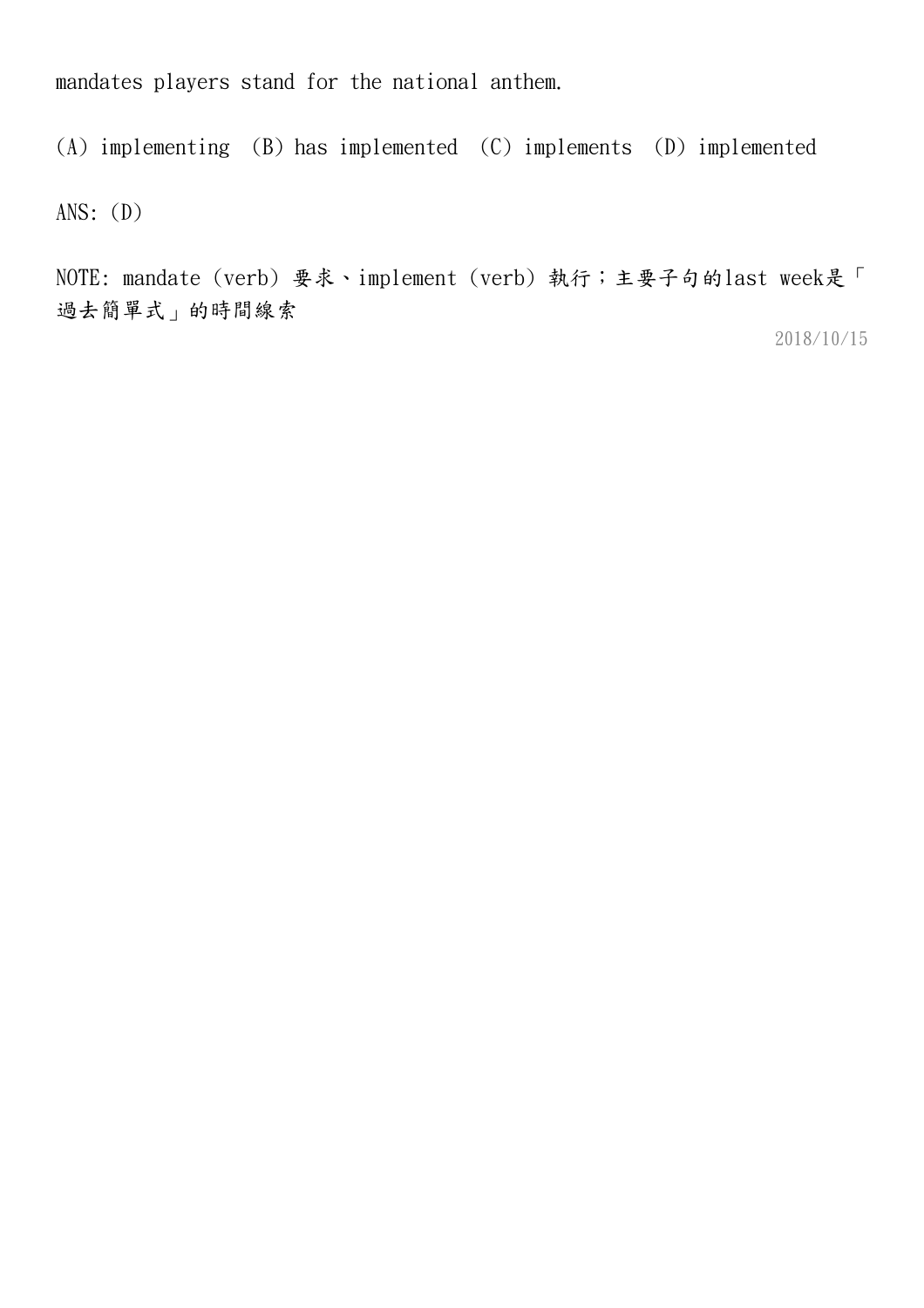mandates players stand for the national anthem.

(A) implementing (B) has implemented (C) implements (D) implemented

ANS: (D)

NOTE: mandate (verb) 要求、implement (verb) 執行；主要子句的last week是「過去簡單式」的時間線索

2018/10/15